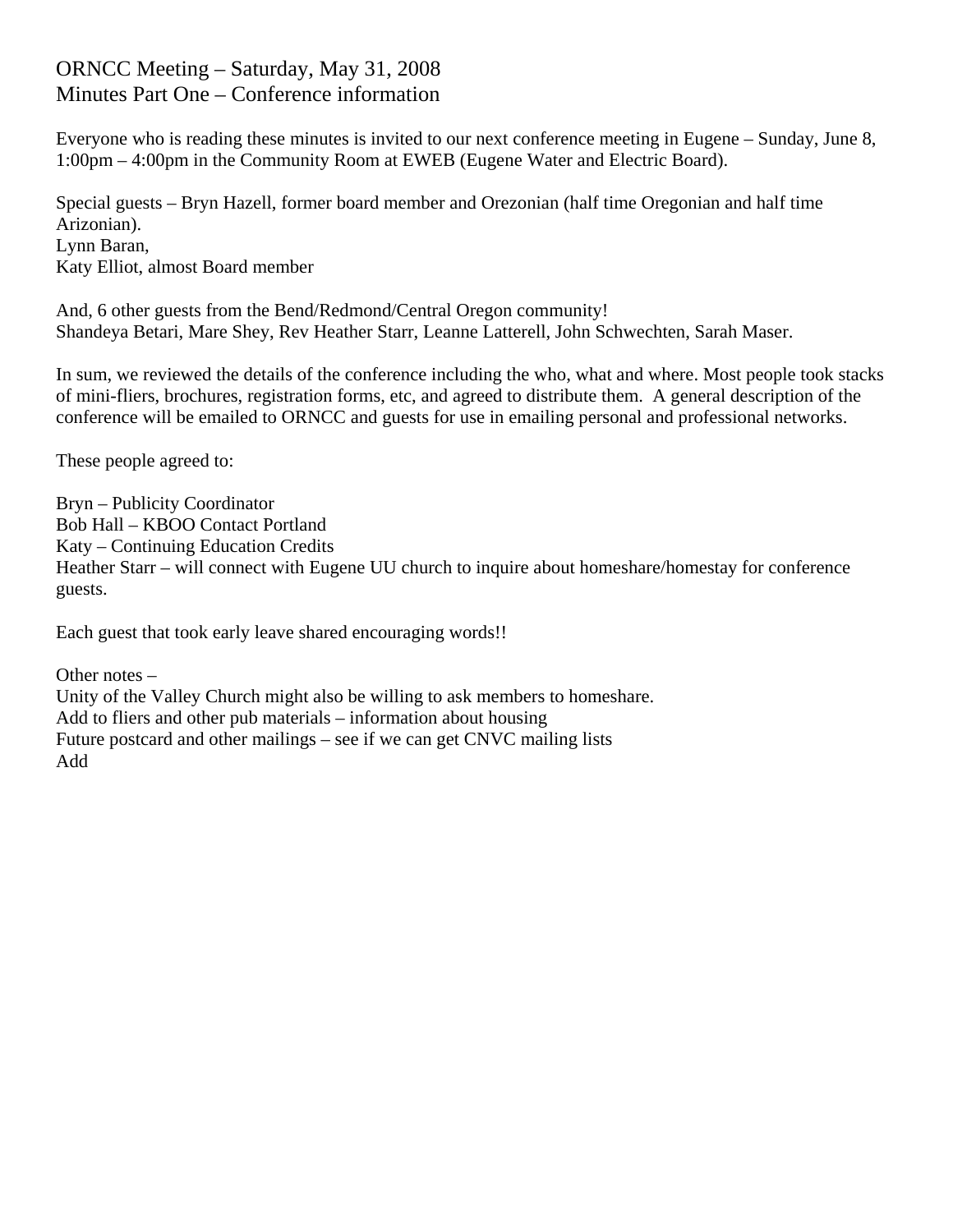# ORNCC Meeting – Saturday, May 31, 2008
## Minutes Part One – Conference information

Everyone who is reading these minutes is invited to our next conference meeting in Eugene – Sunday, June 8, 1:00pm – 4:00pm in the Community Room at EWEB (Eugene Water and Electric Board).

Special guests – Bryn Hazell, former board member and Orezonian (half time Oregonian and half time Arizonian).
Lynn Baran,
Katy Elliot, almost Board member

And, 6 other guests from the Bend/Redmond/Central Oregon community!
Shandeya Betari, Mare Shey, Rev Heather Starr, Leanne Latterell, John Schwechten, Sarah Maser.

In sum, we reviewed the details of the conference including the who, what and where. Most people took stacks of mini-fliers, brochures, registration forms, etc, and agreed to distribute them. A general description of the conference will be emailed to ORNCC and guests for use in emailing personal and professional networks.

These people agreed to:

Bryn – Publicity Coordinator
Bob Hall – KBOO Contact Portland
Katy – Continuing Education Credits
Heather Starr – will connect with Eugene UU church to inquire about homeshare/homestay for conference guests.

Each guest that took early leave shared encouraging words!!

Other notes –
Unity of the Valley Church might also be willing to ask members to homeshare.
Add to fliers and other pub materials – information about housing
Future postcard and other mailings – see if we can get CNVC mailing lists
Add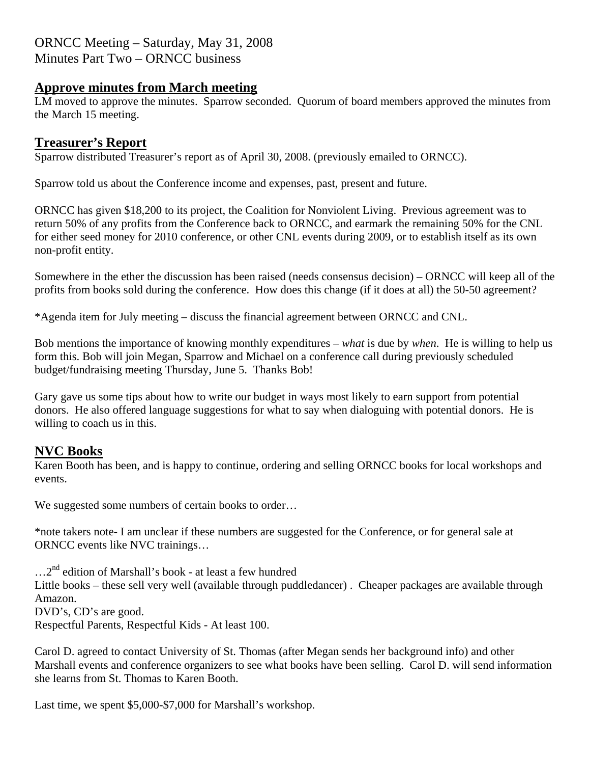ORNCC Meeting – Saturday, May 31, 2008
Minutes Part Two – ORNCC business

## Approve minutes from March meeting

LM moved to approve the minutes. Sparrow seconded. Quorum of board members approved the minutes from the March 15 meeting.

## Treasurer's Report

Sparrow distributed Treasurer's report as of April 30, 2008. (previously emailed to ORNCC).

Sparrow told us about the Conference income and expenses, past, present and future.

ORNCC has given $18,200 to its project, the Coalition for Nonviolent Living. Previous agreement was to return 50% of any profits from the Conference back to ORNCC, and earmark the remaining 50% for the CNL for either seed money for 2010 conference, or other CNL events during 2009, or to establish itself as its own non-profit entity.

Somewhere in the ether the discussion has been raised (needs consensus decision) – ORNCC will keep all of the profits from books sold during the conference. How does this change (if it does at all) the 50-50 agreement?

*Agenda item for July meeting – discuss the financial agreement between ORNCC and CNL.

Bob mentions the importance of knowing monthly expenditures – *what* is due by *when*. He is willing to help us form this. Bob will join Megan, Sparrow and Michael on a conference call during previously scheduled budget/fundraising meeting Thursday, June 5. Thanks Bob!

Gary gave us some tips about how to write our budget in ways most likely to earn support from potential donors. He also offered language suggestions for what to say when dialoguing with potential donors. He is willing to coach us in this.

## NVC Books

Karen Booth has been, and is happy to continue, ordering and selling ORNCC books for local workshops and events.

We suggested some numbers of certain books to order…

*note takers note- I am unclear if these numbers are suggested for the Conference, or for general sale at ORNCC events like NVC trainings…

…2nd edition of Marshall's book - at least a few hundred
Little books – these sell very well (available through puddledancer) . Cheaper packages are available through Amazon.
DVD's, CD's are good.
Respectful Parents, Respectful Kids - At least 100.

Carol D. agreed to contact University of St. Thomas (after Megan sends her background info) and other Marshall events and conference organizers to see what books have been selling. Carol D. will send information she learns from St. Thomas to Karen Booth.

Last time, we spent $5,000-$7,000 for Marshall's workshop.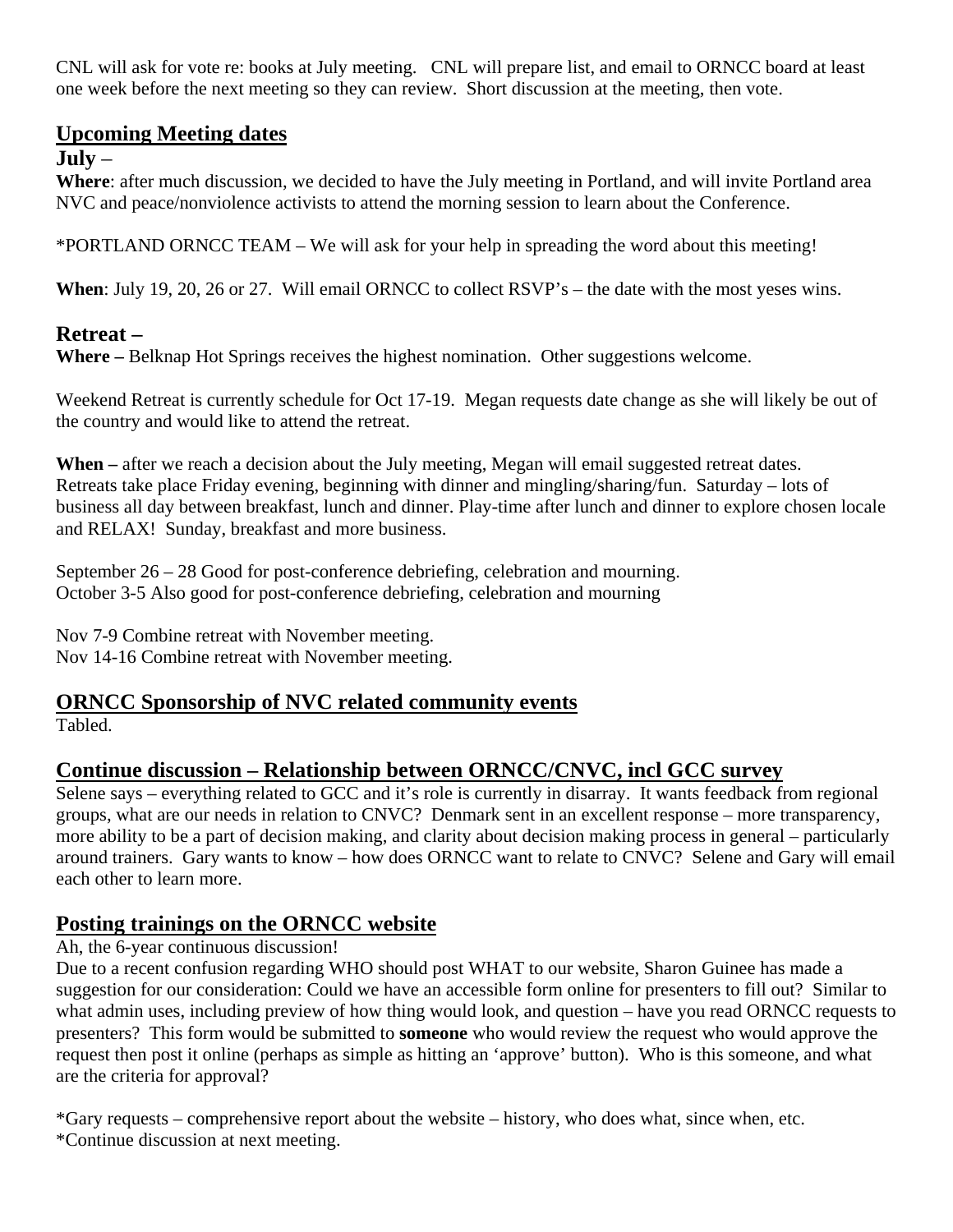CNL will ask for vote re: books at July meeting. CNL will prepare list, and email to ORNCC board at least one week before the next meeting so they can review. Short discussion at the meeting, then vote.

## Upcoming Meeting dates

### July –

**Where**: after much discussion, we decided to have the July meeting in Portland, and will invite Portland area NVC and peace/nonviolence activists to attend the morning session to learn about the Conference.

*PORTLAND ORNCC TEAM – We will ask for your help in spreading the word about this meeting!

**When**: July 19, 20, 26 or 27. Will email ORNCC to collect RSVP's – the date with the most yeses wins.

### Retreat –

**Where –** Belknap Hot Springs receives the highest nomination. Other suggestions welcome.

Weekend Retreat is currently schedule for Oct 17-19. Megan requests date change as she will likely be out of the country and would like to attend the retreat.

**When –** after we reach a decision about the July meeting, Megan will email suggested retreat dates.
Retreats take place Friday evening, beginning with dinner and mingling/sharing/fun. Saturday – lots of business all day between breakfast, lunch and dinner. Play-time after lunch and dinner to explore chosen locale and RELAX! Sunday, breakfast and more business.

September 26 – 28 Good for post-conference debriefing, celebration and mourning.
October 3-5 Also good for post-conference debriefing, celebration and mourning

Nov 7-9 Combine retreat with November meeting.
Nov 14-16 Combine retreat with November meeting.

## ORNCC Sponsorship of NVC related community events

Tabled.

## Continue discussion – Relationship between ORNCC/CNVC, incl GCC survey

Selene says – everything related to GCC and it's role is currently in disarray. It wants feedback from regional groups, what are our needs in relation to CNVC? Denmark sent in an excellent response – more transparency, more ability to be a part of decision making, and clarity about decision making process in general – particularly around trainers. Gary wants to know – how does ORNCC want to relate to CNVC? Selene and Gary will email each other to learn more.

## Posting trainings on the ORNCC website

Ah, the 6-year continuous discussion!
Due to a recent confusion regarding WHO should post WHAT to our website, Sharon Guinee has made a suggestion for our consideration: Could we have an accessible form online for presenters to fill out? Similar to what admin uses, including preview of how thing would look, and question – have you read ORNCC requests to presenters? This form would be submitted to **someone** who would review the request who would approve the request then post it online (perhaps as simple as hitting an 'approve' button). Who is this someone, and what are the criteria for approval?

*Gary requests – comprehensive report about the website – history, who does what, since when, etc.
*Continue discussion at next meeting.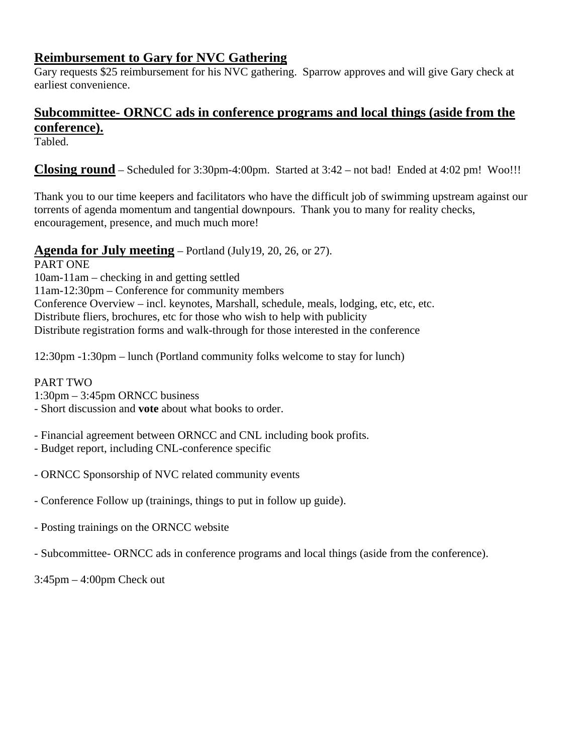## Reimbursement to Gary for NVC Gathering

Gary requests $25 reimbursement for his NVC gathering.  Sparrow approves and will give Gary check at earliest convenience.

## Subcommittee- ORNCC ads in conference programs and local things (aside from the conference).

Tabled.

**Closing round** – Scheduled for 3:30pm-4:00pm.  Started at 3:42 – not bad!  Ended at 4:02 pm!  Woo!!!

Thank you to our time keepers and facilitators who have the difficult job of swimming upstream against our torrents of agenda momentum and tangential downpours.  Thank you to many for reality checks, encouragement, presence, and much much more!

**Agenda for July meeting** – Portland (July19, 20, 26, or 27).

PART ONE
10am-11am – checking in and getting settled
11am-12:30pm – Conference for community members
Conference Overview – incl. keynotes, Marshall, schedule, meals, lodging, etc, etc, etc.
Distribute fliers, brochures, etc for those who wish to help with publicity
Distribute registration forms and walk-through for those interested in the conference

12:30pm -1:30pm – lunch (Portland community folks welcome to stay for lunch)

PART TWO
1:30pm – 3:45pm ORNCC business
- Short discussion and **vote** about what books to order.

- Financial agreement between ORNCC and CNL including book profits.
- Budget report, including CNL-conference specific

- ORNCC Sponsorship of NVC related community events

- Conference Follow up (trainings, things to put in follow up guide).

- Posting trainings on the ORNCC website

- Subcommittee- ORNCC ads in conference programs and local things (aside from the conference).

3:45pm – 4:00pm Check out